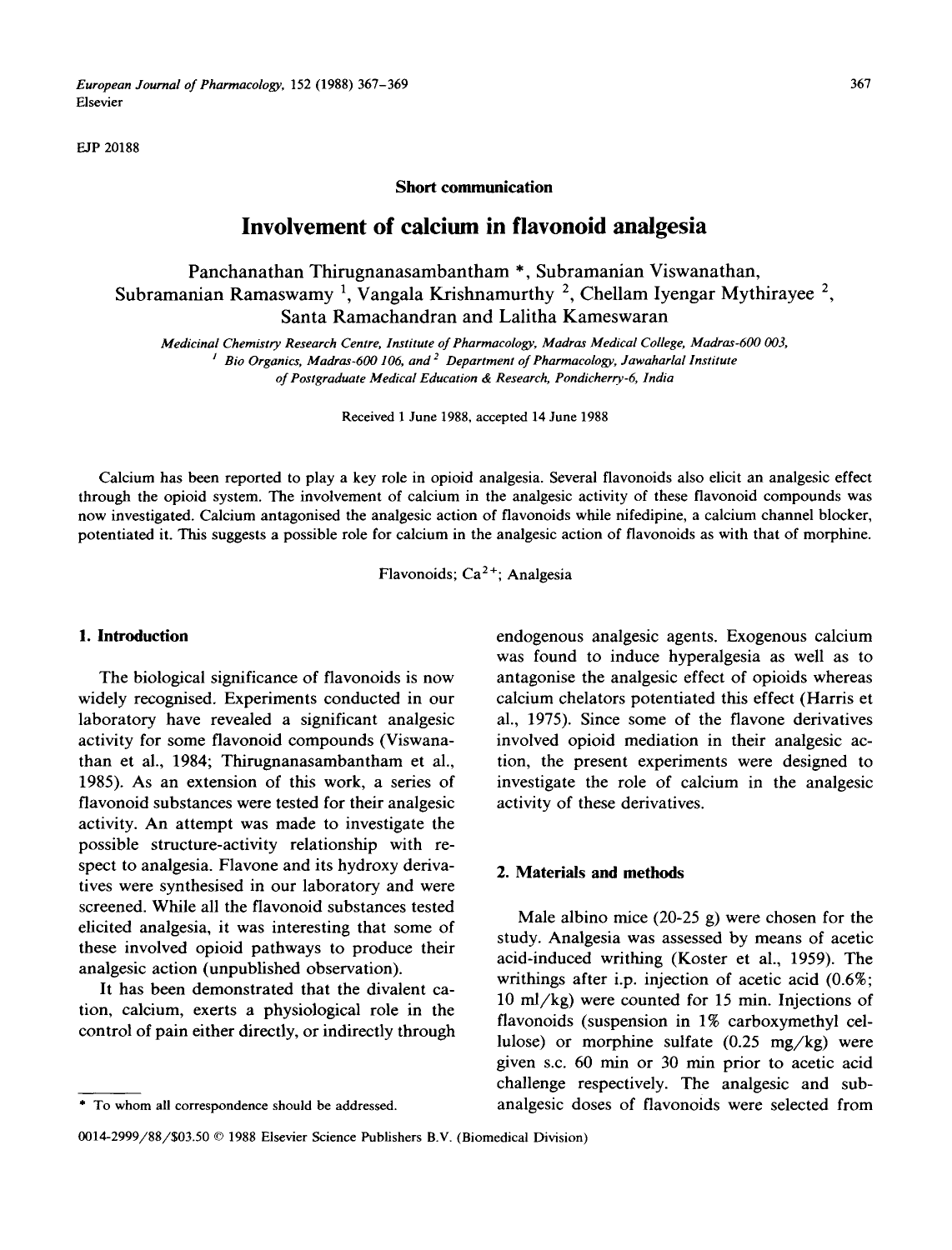EJP 20188

**Short communication**

# Involvement of calcium in flavonoid analgesia

Panchanathan Thirugnanasambantham *, Subramanian Viswanathan, Subramanian Ramaswamy [1], Vangala Krishnamurthy [2], Chellam Iyengar Mythirayee [2], Santa Ramachandran and Lalitha Kameswaran

*Medicinal Chemistry Research Centre, Institute of Pharmacology, Madras Medical College, Madras-600 003,*
*[1] Bio Organics, Madras-600 106, and [2] Department of Pharmacology, Jawaharlal Institute of Postgraduate Medical Education & Research, Pondicherry-6, India*

Received 1 June 1988, accepted 14 June 1988

Calcium has been reported to play a key role in opioid analgesia. Several flavonoids also elicit an analgesic effect through the opioid system. The involvement of calcium in the analgesic activity of these flavonoid compounds was now investigated. Calcium antagonised the analgesic action of flavonoids while nifedipine, a calcium channel blocker, potentiated it. This suggests a possible role for calcium in the analgesic action of flavonoids as with that of morphine.

Flavonoids; $Ca^{2+}$; Analgesia

## 1. Introduction

The biological significance of flavonoids is now widely recognised. Experiments conducted in our laboratory have revealed a significant analgesic activity for some flavonoid compounds (Viswanathan et al., 1984; Thirugnanasambantham et al., 1985). As an extension of this work, a series of flavonoid substances were tested for their analgesic activity. An attempt was made to investigate the possible structure-activity relationship with respect to analgesia. Flavone and its hydroxy derivatives were synthesised in our laboratory and were screened. While all the flavonoid substances tested elicited analgesia, it was interesting that some of these involved opioid pathways to produce their analgesic action (unpublished observation).

It has been demonstrated that the divalent cation, calcium, exerts a physiological role in the control of pain either directly, or indirectly through endogenous analgesic agents. Exogenous calcium was found to induce hyperalgesia as well as to antagonise the analgesic effect of opioids whereas calcium chelators potentiated this effect (Harris et al., 1975). Since some of the flavone derivatives involved opioid mediation in their analgesic action, the present experiments were designed to investigate the role of calcium in the analgesic activity of these derivatives.

## 2. Materials and methods

Male albino mice (20-25 g) were chosen for the study. Analgesia was assessed by means of acetic acid-induced writhing (Koster et al., 1959). The writhings after i.p. injection of acetic acid (0.6%; 10 ml/kg) were counted for 15 min. Injections of flavonoids (suspension in 1% carboxymethyl cellulose) or morphine sulfate (0.25 mg/kg) were given s.c. 60 min or 30 min prior to acetic acid challenge respectively. The analgesic and sub-analgesic doses of flavonoids were selected from

* To whom all correspondence should be addressed.

0014-2999/88/$03.50 © 1988 Elsevier Science Publishers B.V. (Biomedical Division)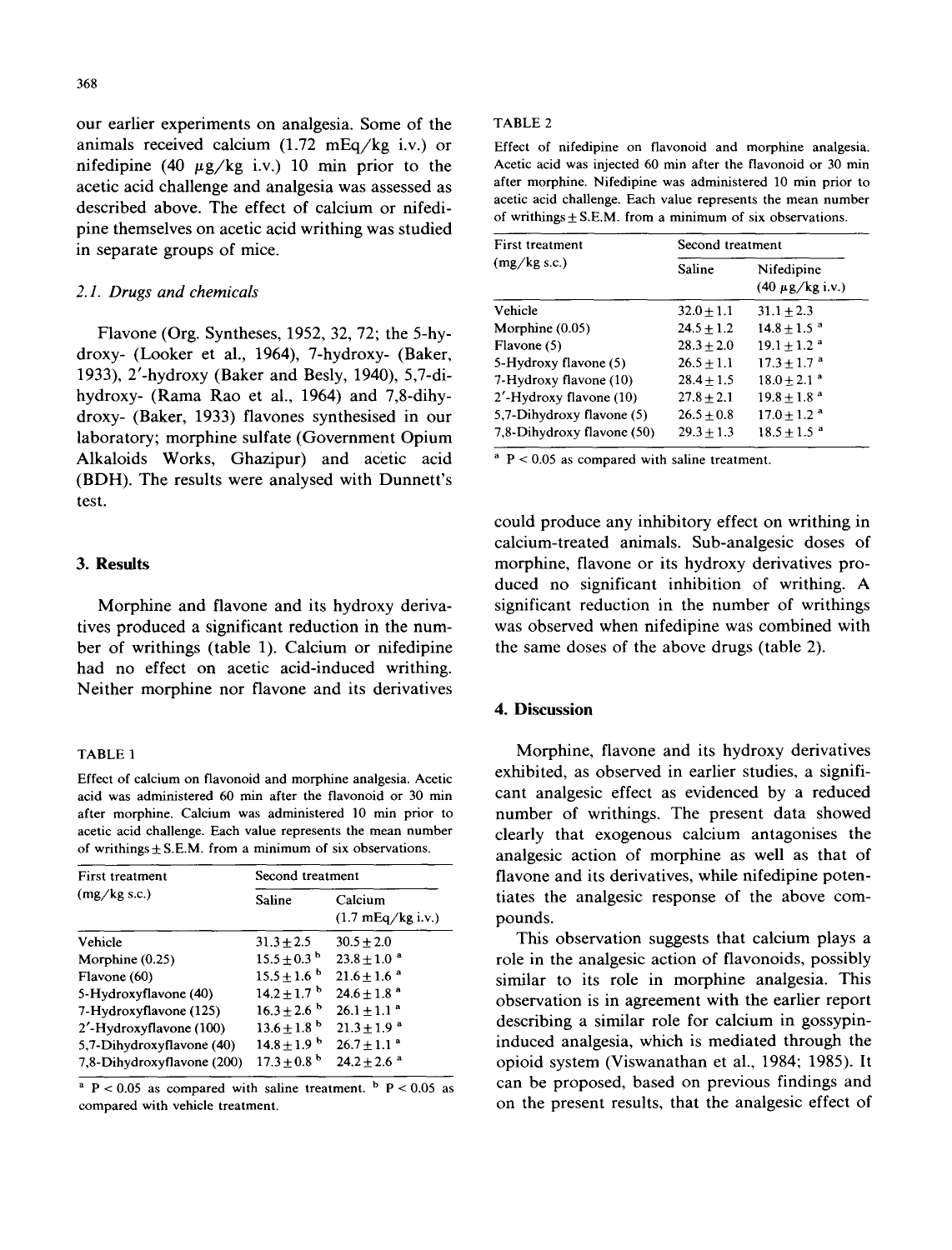our earlier experiments on analgesia. Some of the animals received calcium (1.72 mEq/kg i.v.) or nifedipine (40 μg/kg i.v.) 10 min prior to the acetic acid challenge and analgesia was assessed as described above. The effect of calcium or nifedipine themselves on acetic acid writhing was studied in separate groups of mice.

### 2.1. Drugs and chemicals

Flavone (Org. Syntheses, 1952, 32, 72; the 5-hydroxy- (Looker et al., 1964), 7-hydroxy- (Baker, 1933), 2′-hydroxy (Baker and Besly, 1940), 5,7-dihydroxy- (Rama Rao et al., 1964) and 7,8-dihydroxy- (Baker, 1933) flavones synthesised in our laboratory; morphine sulfate (Government Opium Alkaloids Works, Ghazipur) and acetic acid (BDH). The results were analysed with Dunnett's test.

## 3. Results

Morphine and flavone and its hydroxy derivatives produced a significant reduction in the number of writhings (table 1). Calcium or nifedipine had no effect on acetic acid-induced writhing. Neither morphine nor flavone and its derivatives could produce any inhibitory effect on writhing in calcium-treated animals. Sub-analgesic doses of morphine, flavone or its hydroxy derivatives produced no significant inhibition of writhing. A significant reduction in the number of writhings was observed when nifedipine was combined with the same doses of the above drugs (table 2).

TABLE 1

Effect of calcium on flavonoid and morphine analgesia. Acetic acid was administered 60 min after the flavonoid or 30 min after morphine. Calcium was administered 10 min prior to acetic acid challenge. Each value represents the mean number of writhings ± S.E.M. from a minimum of six observations.

| First treatment (mg/kg s.c.) | Second treatment | |
|---|---|---|
| | Saline | Calcium (1.7 mEq/kg i.v.) |
| Vehicle | 31.3 ± 2.5 | 30.5 ± 2.0 |
| Morphine (0.25) | 15.5 ± 0.3 [b] | 23.8 ± 1.0 [a] |
| Flavone (60) | 15.5 ± 1.6 [b] | 21.6 ± 1.6 [a] |
| 5-Hydroxyflavone (40) | 14.2 ± 1.7 [b] | 24.6 ± 1.8 [a] |
| 7-Hydroxyflavone (125) | 16.3 ± 2.6 [b] | 26.1 ± 1.1 [a] |
| 2′-Hydroxyflavone (100) | 13.6 ± 1.8 [b] | 21.3 ± 1.9 [a] |
| 5,7-Dihydroxyflavone (40) | 14.8 ± 1.9 [b] | 26.7 ± 1.1 [a] |
| 7,8-Dihydroxyflavone (200) | 17.3 ± 0.8 [b] | 24.2 ± 2.6 [a] |

[a] $P < 0.05$ as compared with saline treatment. [b] $P < 0.05$ as compared with vehicle treatment.

TABLE 2

Effect of nifedipine on flavonoid and morphine analgesia. Acetic acid was injected 60 min after the flavonoid or 30 min after morphine. Nifedipine was administered 10 min prior to acetic acid challenge. Each value represents the mean number of writhings ± S.E.M. from a minimum of six observations.

| First treatment (mg/kg s.c.) | Second treatment | |
|---|---|---|
| | Saline | Nifedipine (40 μg/kg i.v.) |
| Vehicle | 32.0 ± 1.1 | 31.1 ± 2.3 |
| Morphine (0.05) | 24.5 ± 1.2 | 14.8 ± 1.5 [a] |
| Flavone (5) | 28.3 ± 2.0 | 19.1 ± 1.2 [a] |
| 5-Hydroxy flavone (5) | 26.5 ± 1.1 | 17.3 ± 1.7 [a] |
| 7-Hydroxy flavone (10) | 28.4 ± 1.5 | 18.0 ± 2.1 [a] |
| 2′-Hydroxy flavone (10) | 27.8 ± 2.1 | 19.8 ± 1.8 [a] |
| 5,7-Dihydroxy flavone (5) | 26.5 ± 0.8 | 17.0 ± 1.2 [a] |
| 7,8-Dihydroxy flavone (50) | 29.3 ± 1.3 | 18.5 ± 1.5 [a] |

[a] $P < 0.05$ as compared with saline treatment.

## 4. Discussion

Morphine, flavone and its hydroxy derivatives exhibited, as observed in earlier studies, a significant analgesic effect as evidenced by a reduced number of writhings. The present data showed clearly that exogenous calcium antagonises the analgesic action of morphine as well as that of flavone and its derivatives, while nifedipine potentiates the analgesic response of the above compounds.

This observation suggests that calcium plays a role in the analgesic action of flavonoids, possibly similar to its role in morphine analgesia. This observation is in agreement with the earlier report describing a similar role for calcium in gossypin-induced analgesia, which is mediated through the opioid system (Viswanathan et al., 1984; 1985). It can be proposed, based on previous findings and on the present results, that the analgesic effect of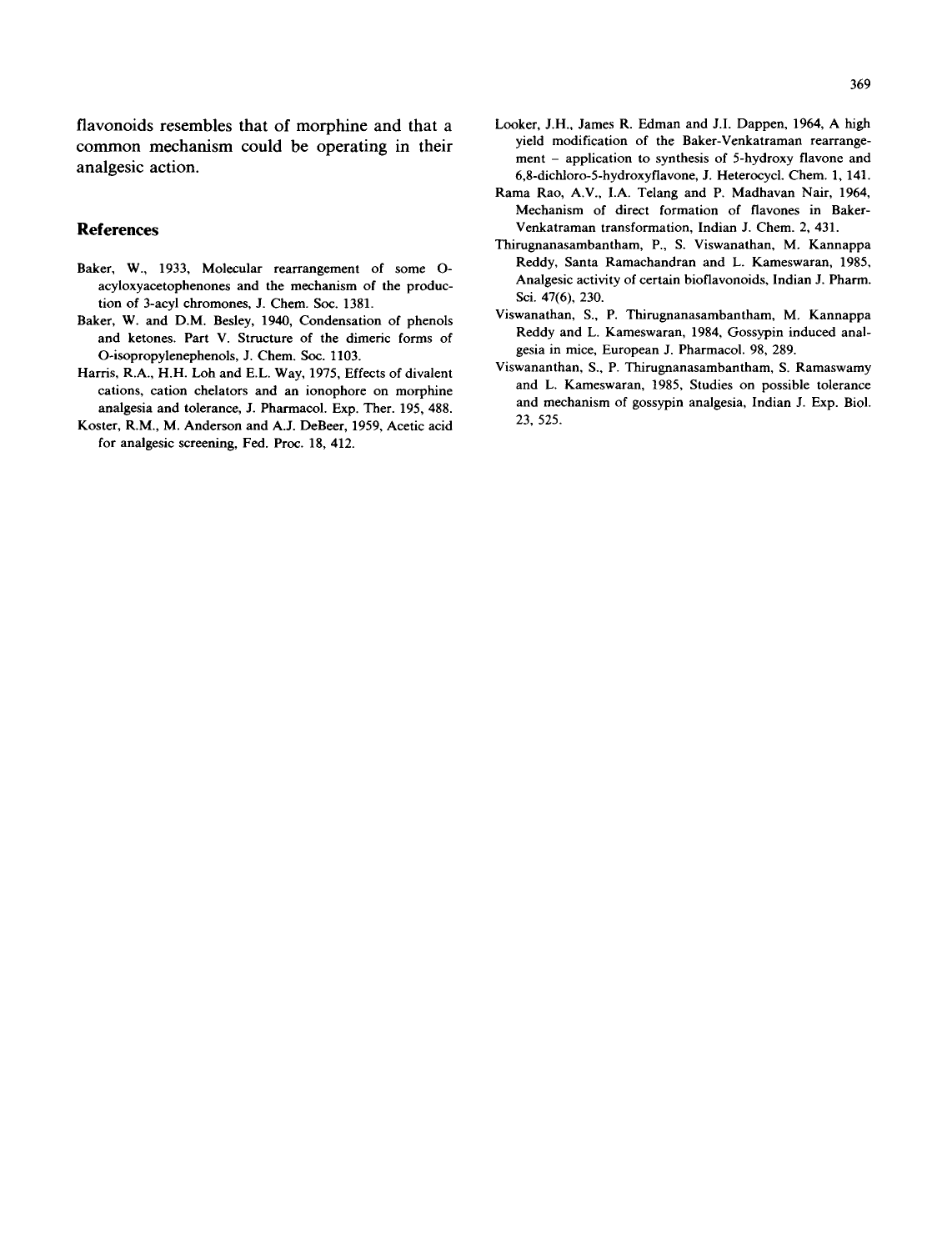flavonoids resembles that of morphine and that a common mechanism could be operating in their analgesic action.

## References

Baker, W., 1933, Molecular rearrangement of some O-acyloxyacetophenones and the mechanism of the production of 3-acyl chromones, J. Chem. Soc. 1381.

Baker, W. and D.M. Besley, 1940, Condensation of phenols and ketones. Part V. Structure of the dimeric forms of O-isopropylenephenols, J. Chem. Soc. 1103.

Harris, R.A., H.H. Loh and E.L. Way, 1975, Effects of divalent cations, cation chelators and an ionophore on morphine analgesia and tolerance, J. Pharmacol. Exp. Ther. 195, 488.

Koster, R.M., M. Anderson and A.J. DeBeer, 1959, Acetic acid for analgesic screening, Fed. Proc. 18, 412.

Looker, J.H., James R. Edman and J.I. Dappen, 1964, A high yield modification of the Baker-Venkatraman rearrangement – application to synthesis of 5-hydroxy flavone and 6,8-dichloro-5-hydroxyflavone, J. Heterocycl. Chem. 1, 141.

Rama Rao, A.V., I.A. Telang and P. Madhavan Nair, 1964, Mechanism of direct formation of flavones in Baker-Venkatraman transformation, Indian J. Chem. 2, 431.

Thirugnanasambantham, P., S. Viswanathan, M. Kannappa Reddy, Santa Ramachandran and L. Kameswaran, 1985, Analgesic activity of certain bioflavonoids, Indian J. Pharm. Sci. 47(6), 230.

Viswanathan, S., P. Thirugnanasambantham, M. Kannappa Reddy and L. Kameswaran, 1984, Gossypin induced analgesia in mice, European J. Pharmacol. 98, 289.

Viswananthan, S., P. Thirugnanasambantham, S. Ramaswamy and L. Kameswaran, 1985, Studies on possible tolerance and mechanism of gossypin analgesia, Indian J. Exp. Biol. 23, 525.